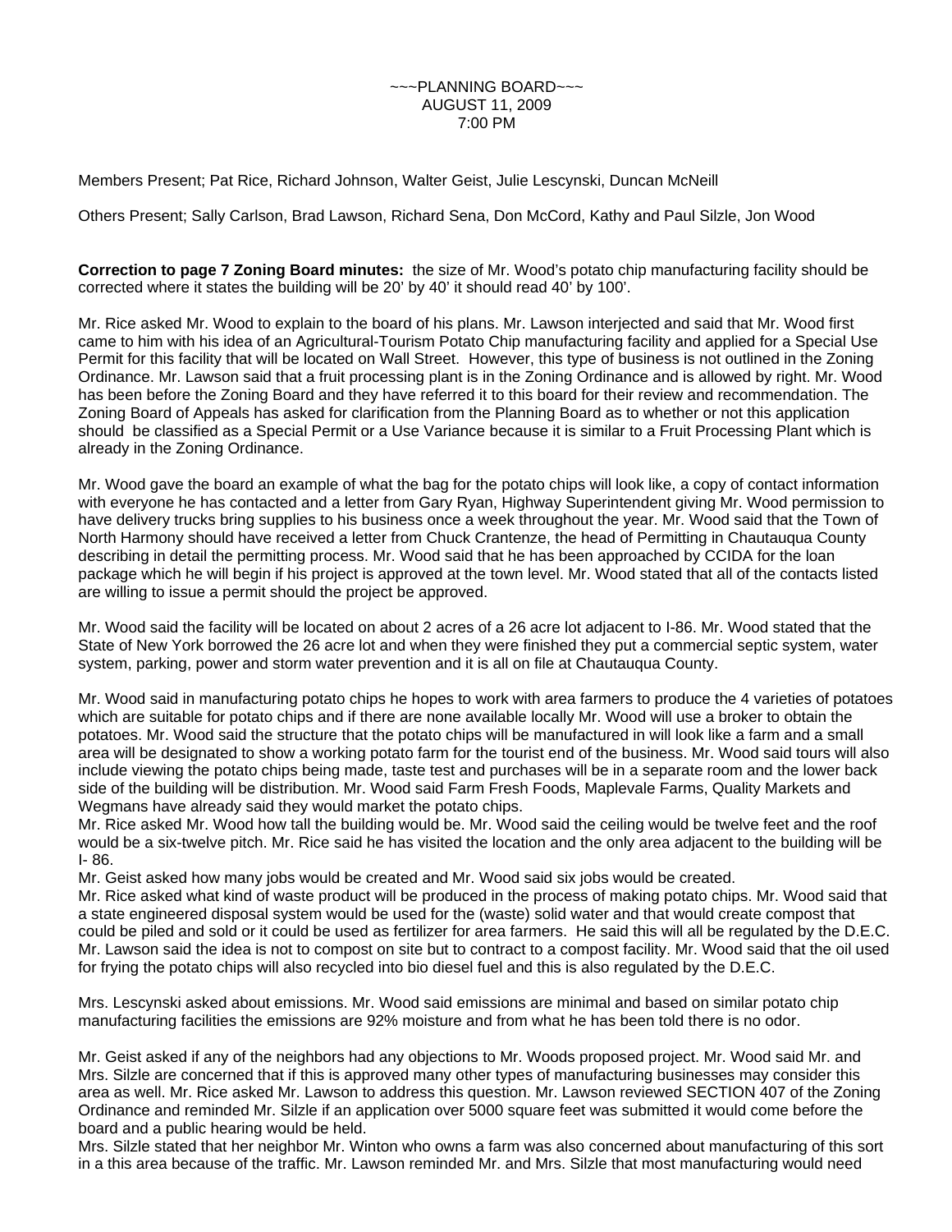~~~PLANNING BOARD~~~
AUGUST 11, 2009
7:00 PM

Members Present; Pat Rice, Richard Johnson, Walter Geist, Julie Lescynski, Duncan McNeill

Others Present; Sally Carlson, Brad Lawson, Richard Sena, Don McCord, Kathy and Paul Silzle, Jon Wood

**Correction to page 7 Zoning Board minutes:** the size of Mr. Wood's potato chip manufacturing facility should be corrected where it states the building will be 20' by 40' it should read 40' by 100'.

Mr. Rice asked Mr. Wood to explain to the board of his plans. Mr. Lawson interjected and said that Mr. Wood first came to him with his idea of an Agricultural-Tourism Potato Chip manufacturing facility and applied for a Special Use Permit for this facility that will be located on Wall Street. However, this type of business is not outlined in the Zoning Ordinance. Mr. Lawson said that a fruit processing plant is in the Zoning Ordinance and is allowed by right. Mr. Wood has been before the Zoning Board and they have referred it to this board for their review and recommendation. The Zoning Board of Appeals has asked for clarification from the Planning Board as to whether or not this application should be classified as a Special Permit or a Use Variance because it is similar to a Fruit Processing Plant which is already in the Zoning Ordinance.

Mr. Wood gave the board an example of what the bag for the potato chips will look like, a copy of contact information with everyone he has contacted and a letter from Gary Ryan, Highway Superintendent giving Mr. Wood permission to have delivery trucks bring supplies to his business once a week throughout the year. Mr. Wood said that the Town of North Harmony should have received a letter from Chuck Crantenze, the head of Permitting in Chautauqua County describing in detail the permitting process. Mr. Wood said that he has been approached by CCIDA for the loan package which he will begin if his project is approved at the town level. Mr. Wood stated that all of the contacts listed are willing to issue a permit should the project be approved.

Mr. Wood said the facility will be located on about 2 acres of a 26 acre lot adjacent to I-86. Mr. Wood stated that the State of New York borrowed the 26 acre lot and when they were finished they put a commercial septic system, water system, parking, power and storm water prevention and it is all on file at Chautauqua County.

Mr. Wood said in manufacturing potato chips he hopes to work with area farmers to produce the 4 varieties of potatoes which are suitable for potato chips and if there are none available locally Mr. Wood will use a broker to obtain the potatoes. Mr. Wood said the structure that the potato chips will be manufactured in will look like a farm and a small area will be designated to show a working potato farm for the tourist end of the business. Mr. Wood said tours will also include viewing the potato chips being made, taste test and purchases will be in a separate room and the lower back side of the building will be distribution. Mr. Wood said Farm Fresh Foods, Maplevale Farms, Quality Markets and Wegmans have already said they would market the potato chips.
Mr. Rice asked Mr. Wood how tall the building would be. Mr. Wood said the ceiling would be twelve feet and the roof would be a six-twelve pitch. Mr. Rice said he has visited the location and the only area adjacent to the building will be I- 86.
Mr. Geist asked how many jobs would be created and Mr. Wood said six jobs would be created.
Mr. Rice asked what kind of waste product will be produced in the process of making potato chips. Mr. Wood said that a state engineered disposal system would be used for the (waste) solid water and that would create compost that could be piled and sold or it could be used as fertilizer for area farmers. He said this will all be regulated by the D.E.C. Mr. Lawson said the idea is not to compost on site but to contract to a compost facility. Mr. Wood said that the oil used for frying the potato chips will also recycled into bio diesel fuel and this is also regulated by the D.E.C.

Mrs. Lescynski asked about emissions. Mr. Wood said emissions are minimal and based on similar potato chip manufacturing facilities the emissions are 92% moisture and from what he has been told there is no odor.

Mr. Geist asked if any of the neighbors had any objections to Mr. Woods proposed project. Mr. Wood said Mr. and Mrs. Silzle are concerned that if this is approved many other types of manufacturing businesses may consider this area as well. Mr. Rice asked Mr. Lawson to address this question. Mr. Lawson reviewed SECTION 407 of the Zoning Ordinance and reminded Mr. Silzle if an application over 5000 square feet was submitted it would come before the board and a public hearing would be held.
Mrs. Silzle stated that her neighbor Mr. Winton who owns a farm was also concerned about manufacturing of this sort in a this area because of the traffic. Mr. Lawson reminded Mr. and Mrs. Silzle that most manufacturing would need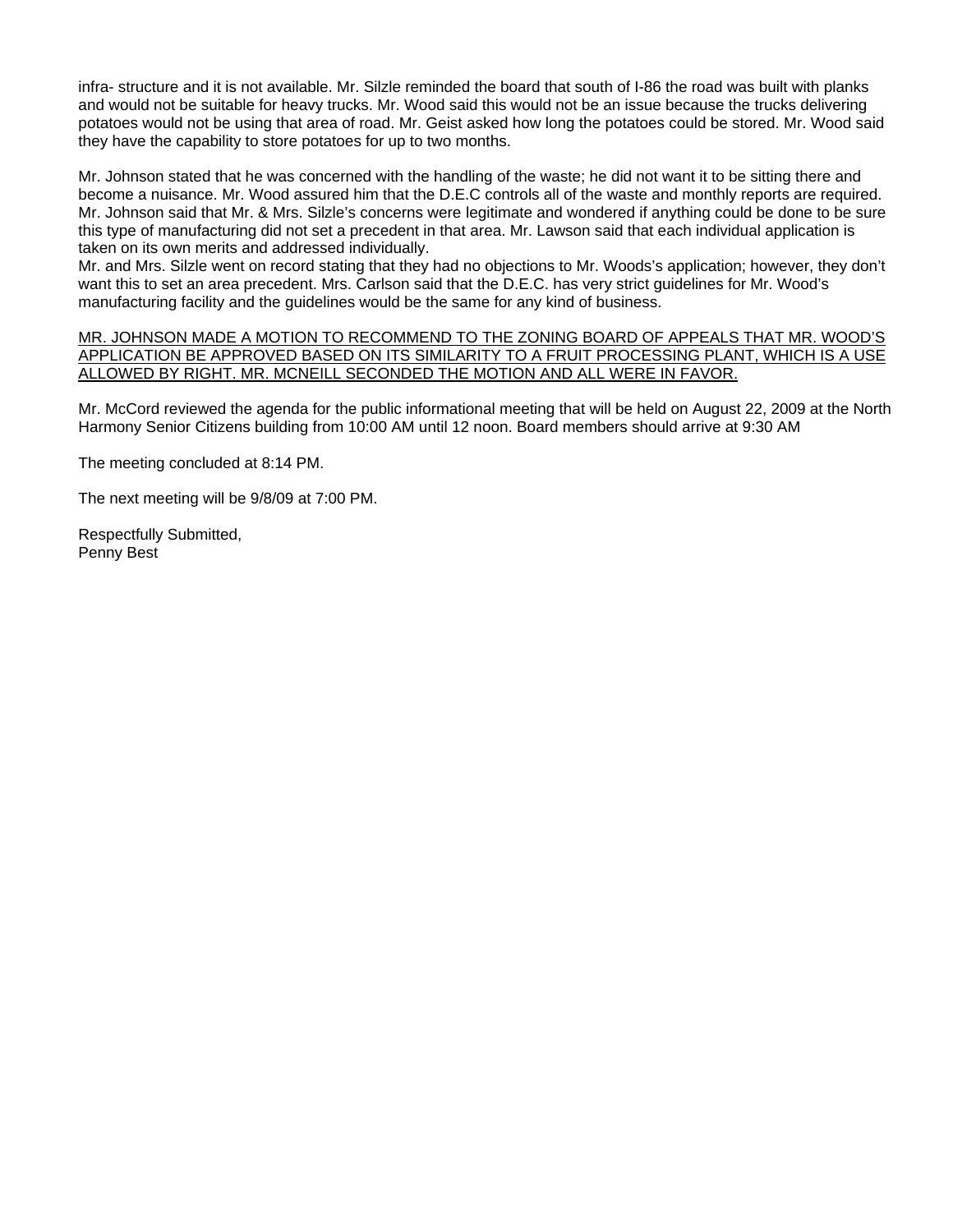infra- structure and it is not available. Mr. Silzle reminded the board that south of I-86 the road was built with planks and would not be suitable for heavy trucks. Mr. Wood said this would not be an issue because the trucks delivering potatoes would not be using that area of road. Mr. Geist asked how long the potatoes could be stored. Mr. Wood said they have the capability to store potatoes for up to two months.

Mr. Johnson stated that he was concerned with the handling of the waste; he did not want it to be sitting there and become a nuisance. Mr. Wood assured him that the D.E.C controls all of the waste and monthly reports are required. Mr. Johnson said that Mr. & Mrs. Silzle's concerns were legitimate and wondered if anything could be done to be sure this type of manufacturing did not set a precedent in that area. Mr. Lawson said that each individual application is taken on its own merits and addressed individually.
Mr. and Mrs. Silzle went on record stating that they had no objections to Mr. Woods's application; however, they don't want this to set an area precedent. Mrs. Carlson said that the D.E.C. has very strict guidelines for Mr. Wood's manufacturing facility and the guidelines would be the same for any kind of business.

<u>MR. JOHNSON MADE A MOTION TO RECOMMEND TO THE ZONING BOARD OF APPEALS THAT MR. WOOD'S APPLICATION BE APPROVED BASED ON ITS SIMILARITY TO A FRUIT PROCESSING PLANT, WHICH IS A USE ALLOWED BY RIGHT. MR. MCNEILL SECONDED THE MOTION AND ALL WERE IN FAVOR.</u>

Mr. McCord reviewed the agenda for the public informational meeting that will be held on August 22, 2009 at the North Harmony Senior Citizens building from 10:00 AM until 12 noon. Board members should arrive at 9:30 AM

The meeting concluded at 8:14 PM.

The next meeting will be 9/8/09 at 7:00 PM.

Respectfully Submitted,
Penny Best